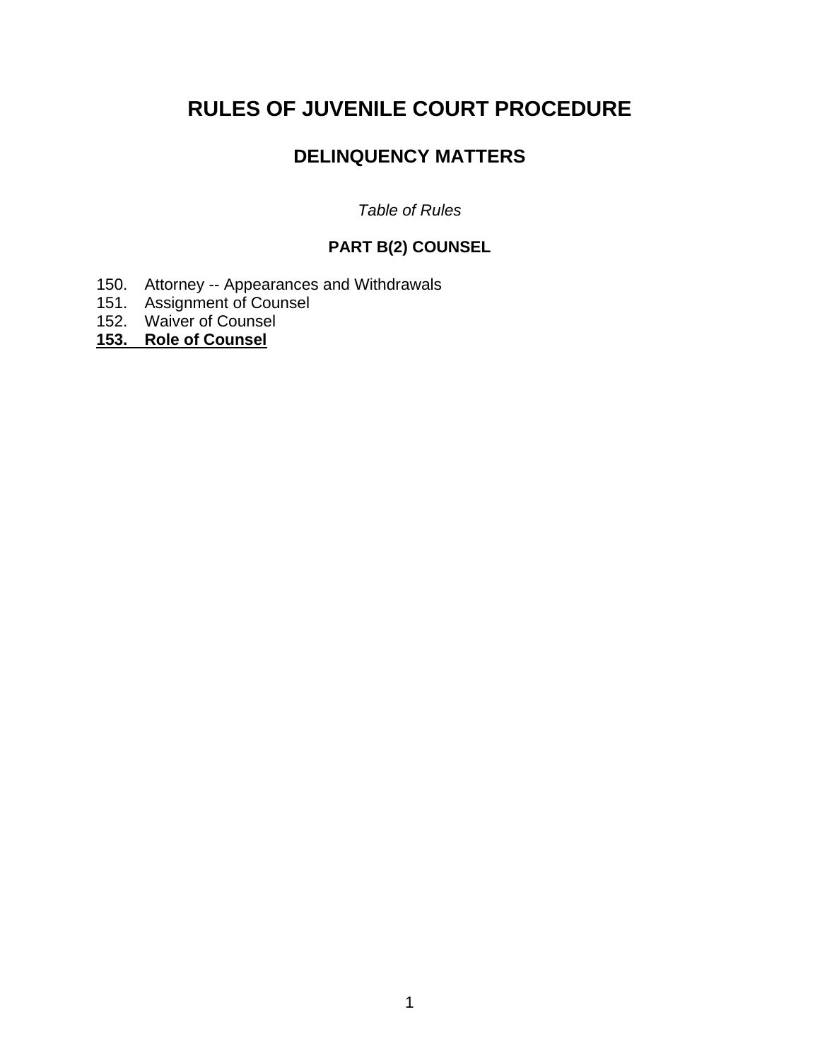# RULES OF JUVENILE COURT PROCEDURE

## DELINQUENCY MATTERS

*Table of Rules*

### PART B(2) COUNSEL

150. Attorney -- Appearances and Withdrawals
151. Assignment of Counsel
152. Waiver of Counsel
**153. Role of Counsel**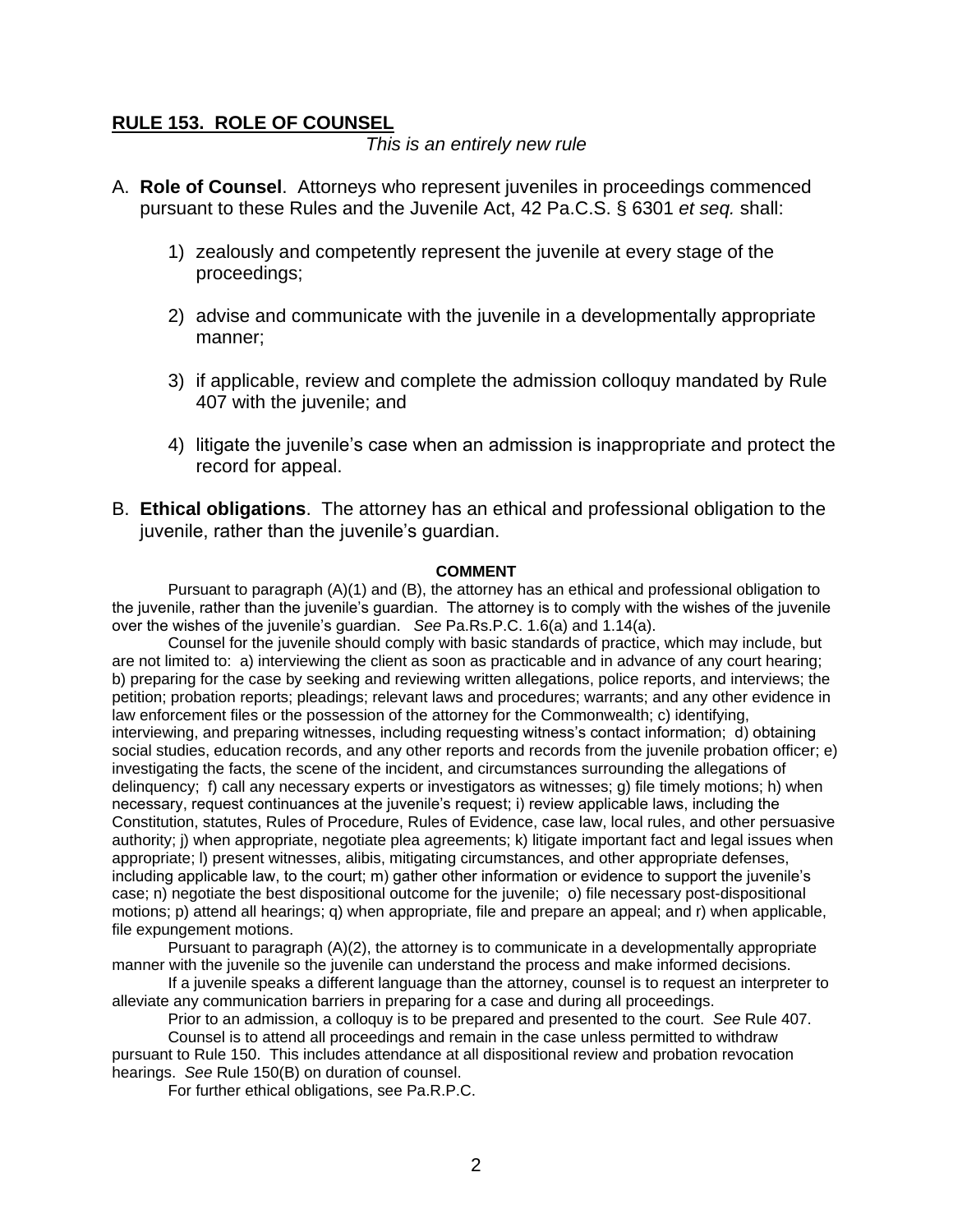## **RULE 153. ROLE OF COUNSEL**

*This is an entirely new rule*

A. **Role of Counsel**. Attorneys who represent juveniles in proceedings commenced pursuant to these Rules and the Juvenile Act, 42 Pa.C.S. § 6301 *et seq.* shall:

1) zealously and competently represent the juvenile at every stage of the proceedings;

2) advise and communicate with the juvenile in a developmentally appropriate manner;

3) if applicable, review and complete the admission colloquy mandated by Rule 407 with the juvenile; and

4) litigate the juvenile's case when an admission is inappropriate and protect the record for appeal.

B. **Ethical obligations**. The attorney has an ethical and professional obligation to the juvenile, rather than the juvenile's guardian.

**COMMENT**

Pursuant to paragraph (A)(1) and (B), the attorney has an ethical and professional obligation to the juvenile, rather than the juvenile's guardian. The attorney is to comply with the wishes of the juvenile over the wishes of the juvenile's guardian. *See* Pa.Rs.P.C. 1.6(a) and 1.14(a).

Counsel for the juvenile should comply with basic standards of practice, which may include, but are not limited to: a) interviewing the client as soon as practicable and in advance of any court hearing; b) preparing for the case by seeking and reviewing written allegations, police reports, and interviews; the petition; probation reports; pleadings; relevant laws and procedures; warrants; and any other evidence in law enforcement files or the possession of the attorney for the Commonwealth; c) identifying, interviewing, and preparing witnesses, including requesting witness's contact information; d) obtaining social studies, education records, and any other reports and records from the juvenile probation officer; e) investigating the facts, the scene of the incident, and circumstances surrounding the allegations of delinquency; f) call any necessary experts or investigators as witnesses; g) file timely motions; h) when necessary, request continuances at the juvenile's request; i) review applicable laws, including the Constitution, statutes, Rules of Procedure, Rules of Evidence, case law, local rules, and other persuasive authority; j) when appropriate, negotiate plea agreements; k) litigate important fact and legal issues when appropriate; l) present witnesses, alibis, mitigating circumstances, and other appropriate defenses, including applicable law, to the court; m) gather other information or evidence to support the juvenile's case; n) negotiate the best dispositional outcome for the juvenile; o) file necessary post-dispositional motions; p) attend all hearings; q) when appropriate, file and prepare an appeal; and r) when applicable, file expungement motions.

Pursuant to paragraph (A)(2), the attorney is to communicate in a developmentally appropriate manner with the juvenile so the juvenile can understand the process and make informed decisions.

If a juvenile speaks a different language than the attorney, counsel is to request an interpreter to alleviate any communication barriers in preparing for a case and during all proceedings.

Prior to an admission, a colloquy is to be prepared and presented to the court. *See* Rule 407.

Counsel is to attend all proceedings and remain in the case unless permitted to withdraw pursuant to Rule 150. This includes attendance at all dispositional review and probation revocation hearings. *See* Rule 150(B) on duration of counsel.

For further ethical obligations, see Pa.R.P.C.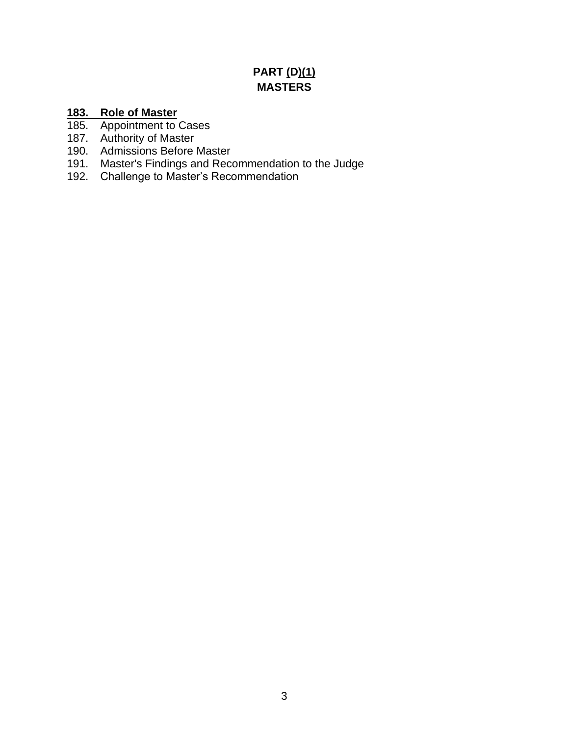# PART (D)(1)
# MASTERS

**183. Role of Master**
185. Appointment to Cases
187. Authority of Master
190. Admissions Before Master
191. Master's Findings and Recommendation to the Judge
192. Challenge to Master's Recommendation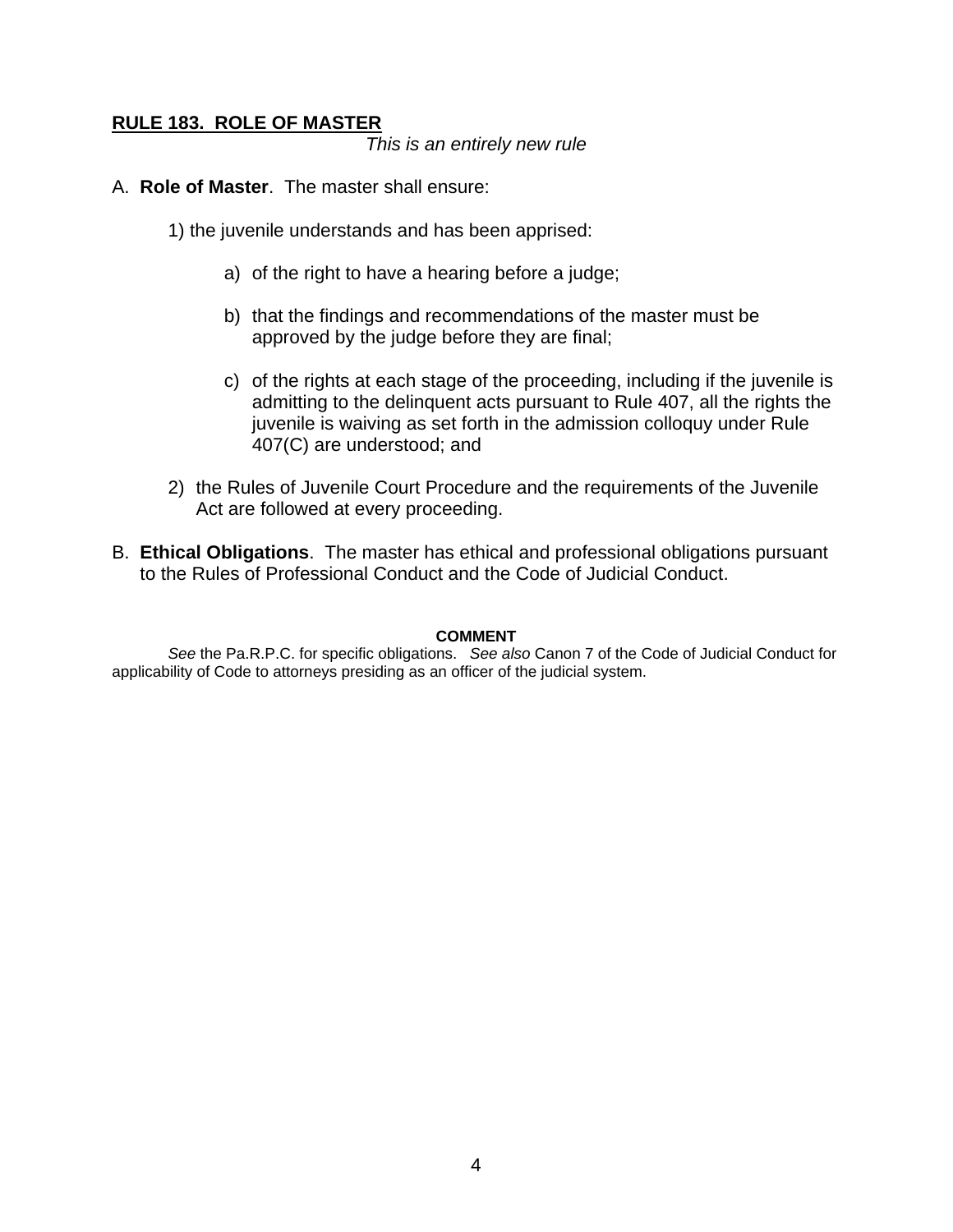## **RULE 183. ROLE OF MASTER**

*This is an entirely new rule*

A. **Role of Master**. The master shall ensure:

1) the juvenile understands and has been apprised:

   a) of the right to have a hearing before a judge;

   b) that the findings and recommendations of the master must be approved by the judge before they are final;

   c) of the rights at each stage of the proceeding, including if the juvenile is admitting to the delinquent acts pursuant to Rule 407, all the rights the juvenile is waiving as set forth in the admission colloquy under Rule 407(C) are understood; and

2) the Rules of Juvenile Court Procedure and the requirements of the Juvenile Act are followed at every proceeding.

B. **Ethical Obligations**. The master has ethical and professional obligations pursuant to the Rules of Professional Conduct and the Code of Judicial Conduct.

**COMMENT**

*See* the Pa.R.P.C. for specific obligations. *See also* Canon 7 of the Code of Judicial Conduct for applicability of Code to attorneys presiding as an officer of the judicial system.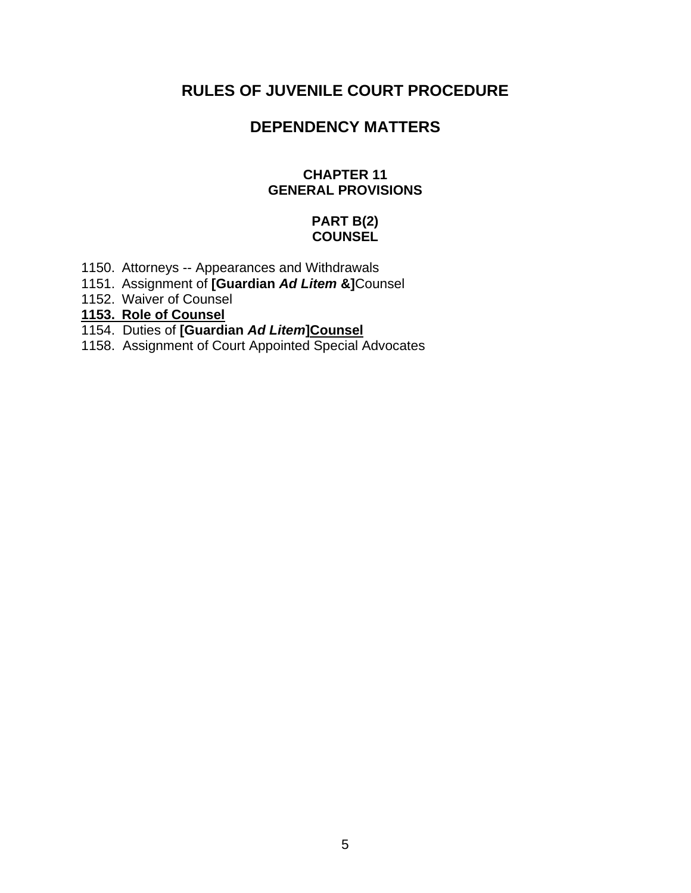# RULES OF JUVENILE COURT PROCEDURE

## DEPENDENCY MATTERS

### CHAPTER 11
### GENERAL PROVISIONS

#### PART B(2)
#### COUNSEL

1150. Attorneys -- Appearances and Withdrawals
1151. Assignment of **[Guardian *Ad Litem* &]**Counsel
1152. Waiver of Counsel
<u>**1153. Role of Counsel**</u>
1154. Duties of **[Guardian *Ad Litem*]**<u>**Counsel**</u>
1158. Assignment of Court Appointed Special Advocates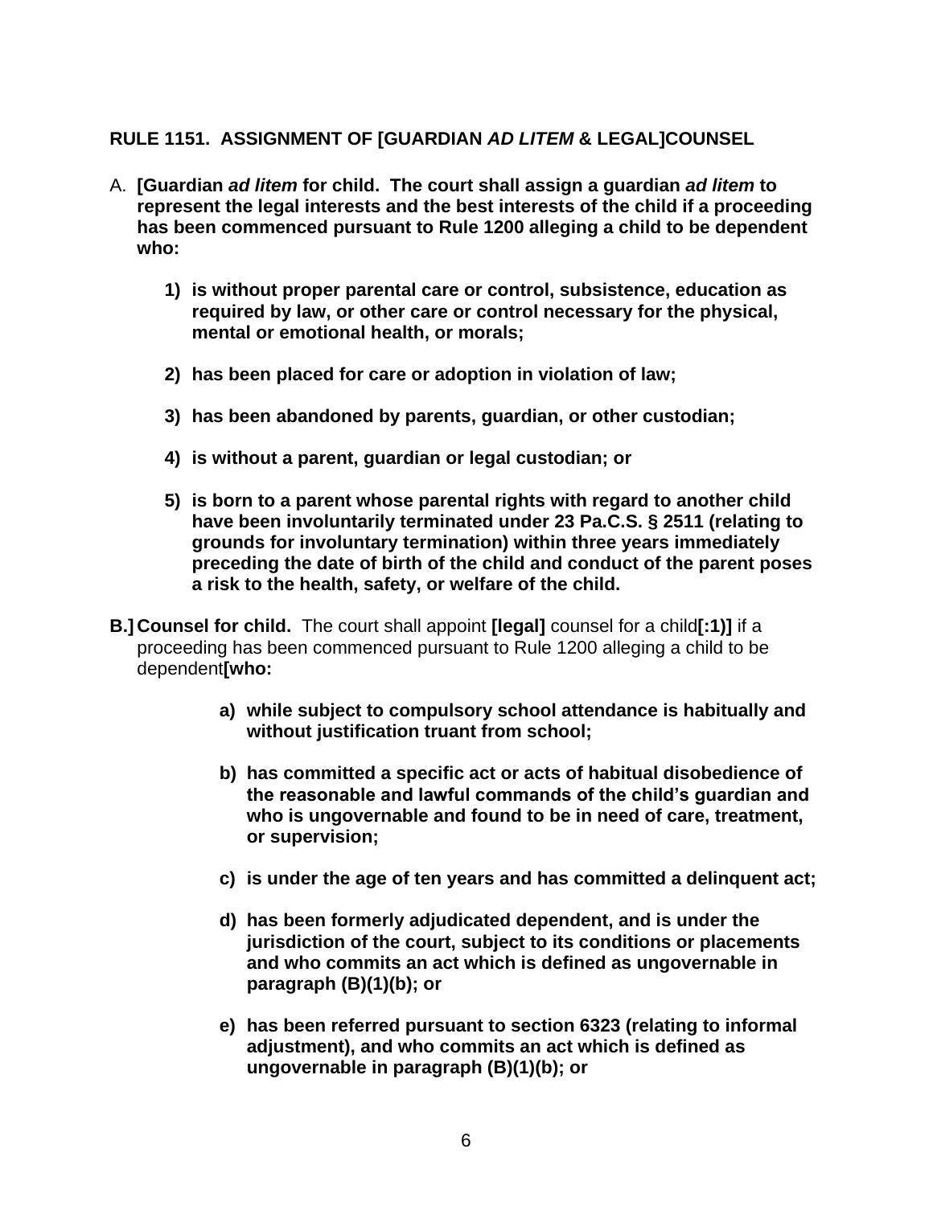**RULE 1151. ASSIGNMENT OF [GUARDIAN *AD LITEM* & LEGAL]COUNSEL**

A. **[Guardian *ad litem* for child. The court shall assign a guardian *ad litem* to represent the legal interests and the best interests of the child if a proceeding has been commenced pursuant to Rule 1200 alleging a child to be dependent who:**

   **1) is without proper parental care or control, subsistence, education as required by law, or other care or control necessary for the physical, mental or emotional health, or morals;**

   **2) has been placed for care or adoption in violation of law;**

   **3) has been abandoned by parents, guardian, or other custodian;**

   **4) is without a parent, guardian or legal custodian; or**

   **5) is born to a parent whose parental rights with regard to another child have been involuntarily terminated under 23 Pa.C.S. § 2511 (relating to grounds for involuntary termination) within three years immediately preceding the date of birth of the child and conduct of the parent poses a risk to the health, safety, or welfare of the child.**

**B.]** **Counsel for child.** The court shall appoint **[legal]** counsel for a child**[:1)]** if a proceeding has been commenced pursuant to Rule 1200 alleging a child to be dependent**[who:**

   **a) while subject to compulsory school attendance is habitually and without justification truant from school;**

   **b) has committed a specific act or acts of habitual disobedience of the reasonable and lawful commands of the child's guardian and who is ungovernable and found to be in need of care, treatment, or supervision;**

   **c) is under the age of ten years and has committed a delinquent act;**

   **d) has been formerly adjudicated dependent, and is under the jurisdiction of the court, subject to its conditions or placements and who commits an act which is defined as ungovernable in paragraph (B)(1)(b); or**

   **e) has been referred pursuant to section 6323 (relating to informal adjustment), and who commits an act which is defined as ungovernable in paragraph (B)(1)(b); or**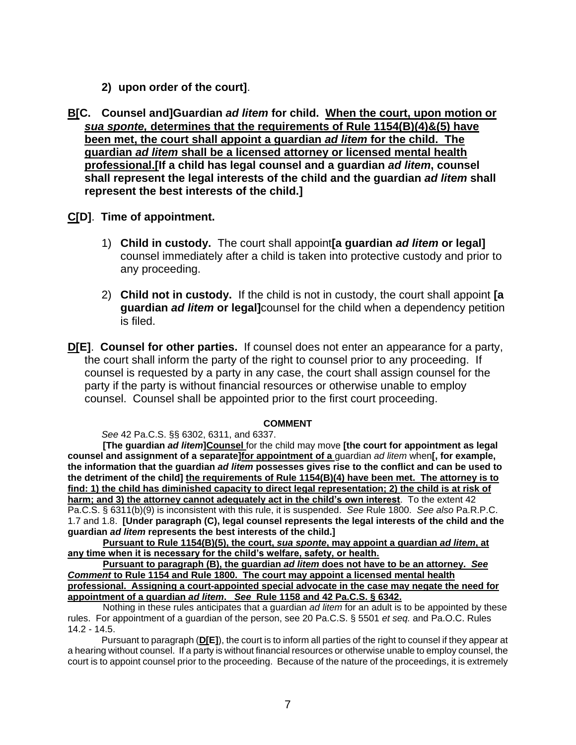**2) upon order of the court]**.

**B[C. Counsel and]Guardian *ad litem* for child. When the court, upon motion or *sua sponte,* determines that the requirements of Rule 1154(B)(4)&(5) have been met, the court shall appoint a guardian *ad litem* for the child. The guardian *ad litem* shall be a licensed attorney or licensed mental health professional.[If a child has legal counsel and a guardian *ad litem*, counsel shall represent the legal interests of the child and the guardian *ad litem* shall represent the best interests of the child.]**

**C[D]. Time of appointment.**

1) **Child in custody.** The court shall appoint**[a guardian *ad litem* or legal]** counsel immediately after a child is taken into protective custody and prior to any proceeding.

2) **Child not in custody.** If the child is not in custody, the court shall appoint **[a guardian *ad litem* or legal]**counsel for the child when a dependency petition is filed.

**D[E]. Counsel for other parties.** If counsel does not enter an appearance for a party, the court shall inform the party of the right to counsel prior to any proceeding. If counsel is requested by a party in any case, the court shall assign counsel for the party if the party is without financial resources or otherwise unable to employ counsel. Counsel shall be appointed prior to the first court proceeding.

**COMMENT**

*See* 42 Pa.C.S. §§ 6302, 6311, and 6337.

**[The guardian *ad litem*]Counsel** for the child may move **[the court for appointment as legal counsel and assignment of a separate]for appointment of a** guardian *ad litem* when**[, for example, the information that the guardian *ad litem* possesses gives rise to the conflict and can be used to the detriment of the child] the requirements of Rule 1154(B)(4) have been met. The attorney is to find: 1) the child has diminished capacity to direct legal representation; 2) the child is at risk of harm; and 3) the attorney cannot adequately act in the child's own interest**. To the extent 42 Pa.C.S. § 6311(b)(9) is inconsistent with this rule, it is suspended. *See* Rule 1800. *See also* Pa.R.P.C. 1.7 and 1.8. **[Under paragraph (C), legal counsel represents the legal interests of the child and the guardian *ad litem* represents the best interests of the child.]**

**Pursuant to Rule 1154(B)(5), the court, *sua sponte*, may appoint a guardian *ad litem*, at any time when it is necessary for the child's welfare, safety, or health.**

**Pursuant to paragraph (B), the guardian *ad litem* does not have to be an attorney. *See Comment* to Rule 1154 and Rule 1800. The court may appoint a licensed mental health professional. Assigning a court-appointed special advocate in the case may negate the need for appointment of a guardian *ad litem*. *See* Rule 1158 and 42 Pa.C.S. § 6342.**

Nothing in these rules anticipates that a guardian *ad litem* for an adult is to be appointed by these rules. For appointment of a guardian of the person, see 20 Pa.C.S. § 5501 *et seq.* and Pa.O.C. Rules 14.2 - 14.5.

Pursuant to paragraph (**D[E]**), the court is to inform all parties of the right to counsel if they appear at a hearing without counsel. If a party is without financial resources or otherwise unable to employ counsel, the court is to appoint counsel prior to the proceeding. Because of the nature of the proceedings, it is extremely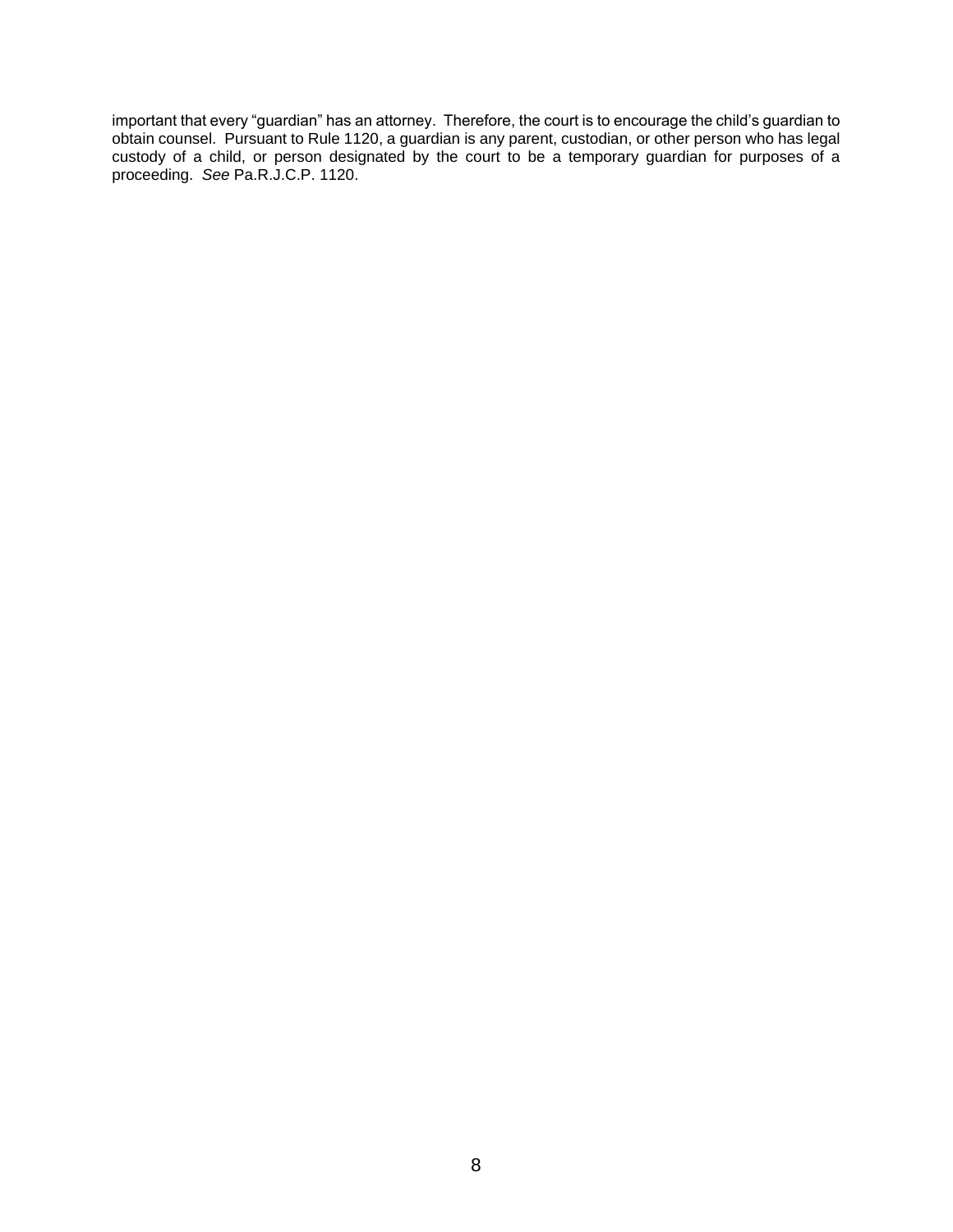important that every “guardian” has an attorney. Therefore, the court is to encourage the child’s guardian to obtain counsel. Pursuant to Rule 1120, a guardian is any parent, custodian, or other person who has legal custody of a child, or person designated by the court to be a temporary guardian for purposes of a proceeding. *See* Pa.R.J.C.P. 1120.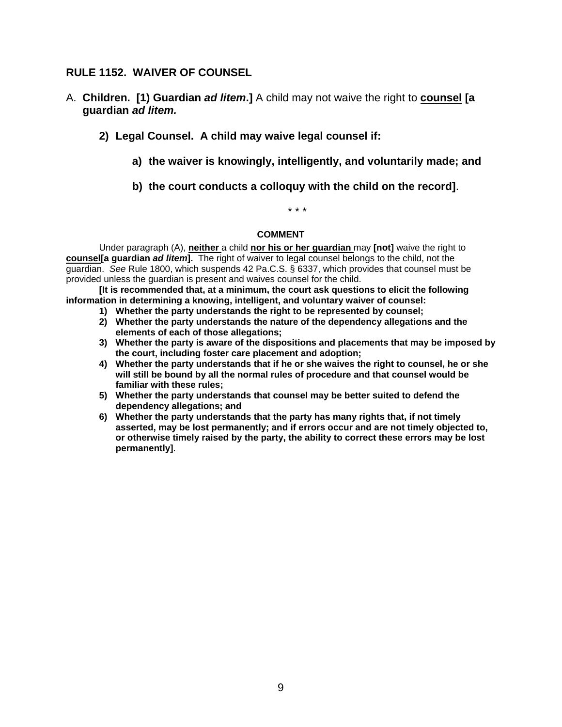## RULE 1152. WAIVER OF COUNSEL

A. **Children. [1) Guardian *ad litem*.]** A child may not waive the right to **<u>counsel</u> [a guardian *ad litem.***

**2) Legal Counsel. A child may waive legal counsel if:**

**a) the waiver is knowingly, intelligently, and voluntarily made; and**

**b) the court conducts a colloquy with the child on the record]**.

\* \* \*

**COMMENT**

Under paragraph (A), **<u>neither</u>** a child **<u>nor his or her guardian</u>** may **[not]** waive the right to **<u>counsel</u>[a guardian *ad litem*].** The right of waiver to legal counsel belongs to the child, not the guardian. *See* Rule 1800, which suspends 42 Pa.C.S. § 6337, which provides that counsel must be provided unless the guardian is present and waives counsel for the child.

**[It is recommended that, at a minimum, the court ask questions to elicit the following information in determining a knowing, intelligent, and voluntary waiver of counsel:**

1) **Whether the party understands the right to be represented by counsel;**
2) **Whether the party understands the nature of the dependency allegations and the elements of each of those allegations;**
3) **Whether the party is aware of the dispositions and placements that may be imposed by the court, including foster care placement and adoption;**
4) **Whether the party understands that if he or she waives the right to counsel, he or she will still be bound by all the normal rules of procedure and that counsel would be familiar with these rules;**
5) **Whether the party understands that counsel may be better suited to defend the dependency allegations; and**
6) **Whether the party understands that the party has many rights that, if not timely asserted, may be lost permanently; and if errors occur and are not timely objected to, or otherwise timely raised by the party, the ability to correct these errors may be lost permanently]**.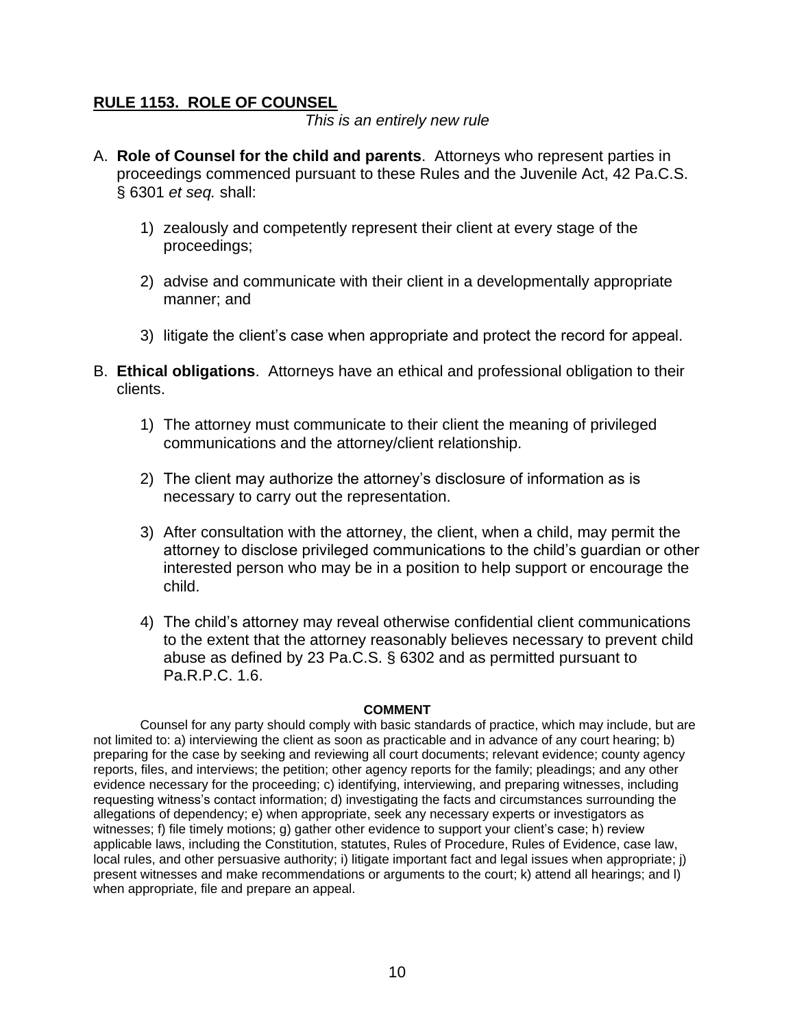## RULE 1153. ROLE OF COUNSEL

*This is an entirely new rule*

A. **Role of Counsel for the child and parents**. Attorneys who represent parties in proceedings commenced pursuant to these Rules and the Juvenile Act, 42 Pa.C.S. § 6301 *et seq.* shall:

   1) zealously and competently represent their client at every stage of the proceedings;

   2) advise and communicate with their client in a developmentally appropriate manner; and

   3) litigate the client's case when appropriate and protect the record for appeal.

B. **Ethical obligations**. Attorneys have an ethical and professional obligation to their clients.

   1) The attorney must communicate to their client the meaning of privileged communications and the attorney/client relationship.

   2) The client may authorize the attorney's disclosure of information as is necessary to carry out the representation.

   3) After consultation with the attorney, the client, when a child, may permit the attorney to disclose privileged communications to the child's guardian or other interested person who may be in a position to help support or encourage the child.

   4) The child's attorney may reveal otherwise confidential client communications to the extent that the attorney reasonably believes necessary to prevent child abuse as defined by 23 Pa.C.S. § 6302 and as permitted pursuant to Pa.R.P.C. 1.6.

**COMMENT**

Counsel for any party should comply with basic standards of practice, which may include, but are not limited to: a) interviewing the client as soon as practicable and in advance of any court hearing; b) preparing for the case by seeking and reviewing all court documents; relevant evidence; county agency reports, files, and interviews; the petition; other agency reports for the family; pleadings; and any other evidence necessary for the proceeding; c) identifying, interviewing, and preparing witnesses, including requesting witness's contact information; d) investigating the facts and circumstances surrounding the allegations of dependency; e) when appropriate, seek any necessary experts or investigators as witnesses; f) file timely motions; g) gather other evidence to support your client's case; h) review applicable laws, including the Constitution, statutes, Rules of Procedure, Rules of Evidence, case law, local rules, and other persuasive authority; i) litigate important fact and legal issues when appropriate; j) present witnesses and make recommendations or arguments to the court; k) attend all hearings; and l) when appropriate, file and prepare an appeal.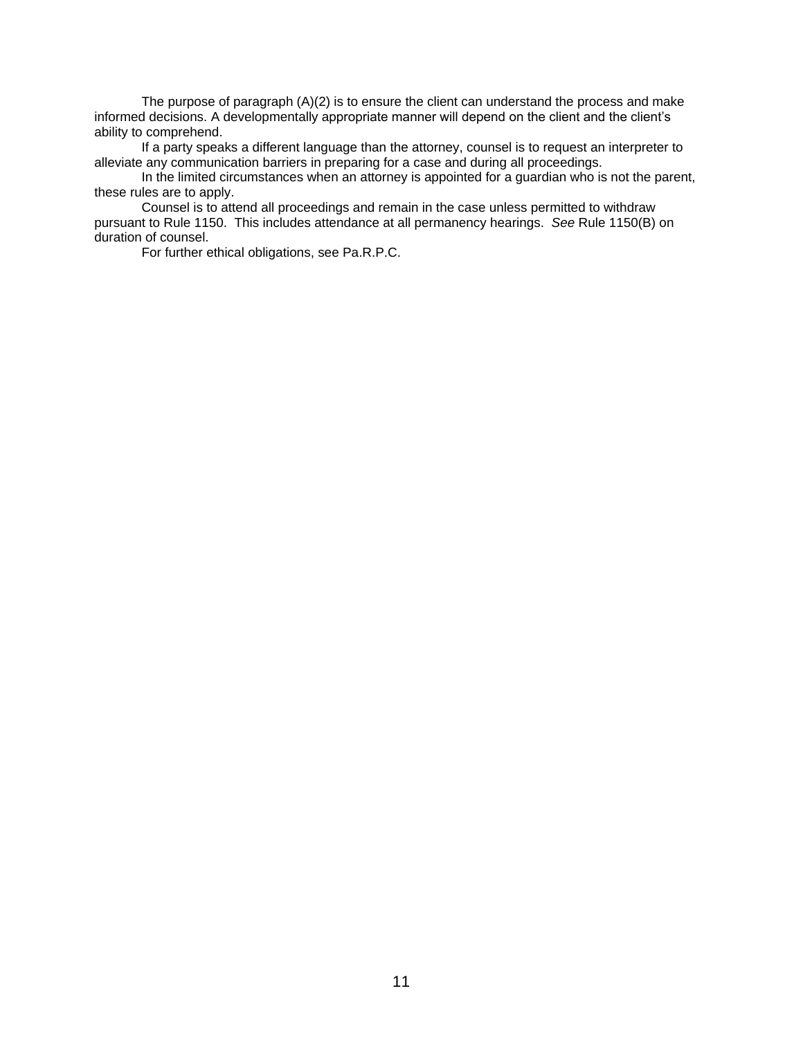The purpose of paragraph (A)(2) is to ensure the client can understand the process and make informed decisions. A developmentally appropriate manner will depend on the client and the client's ability to comprehend.

If a party speaks a different language than the attorney, counsel is to request an interpreter to alleviate any communication barriers in preparing for a case and during all proceedings.

In the limited circumstances when an attorney is appointed for a guardian who is not the parent, these rules are to apply.

Counsel is to attend all proceedings and remain in the case unless permitted to withdraw pursuant to Rule 1150. This includes attendance at all permanency hearings. *See* Rule 1150(B) on duration of counsel.

For further ethical obligations, see Pa.R.P.C.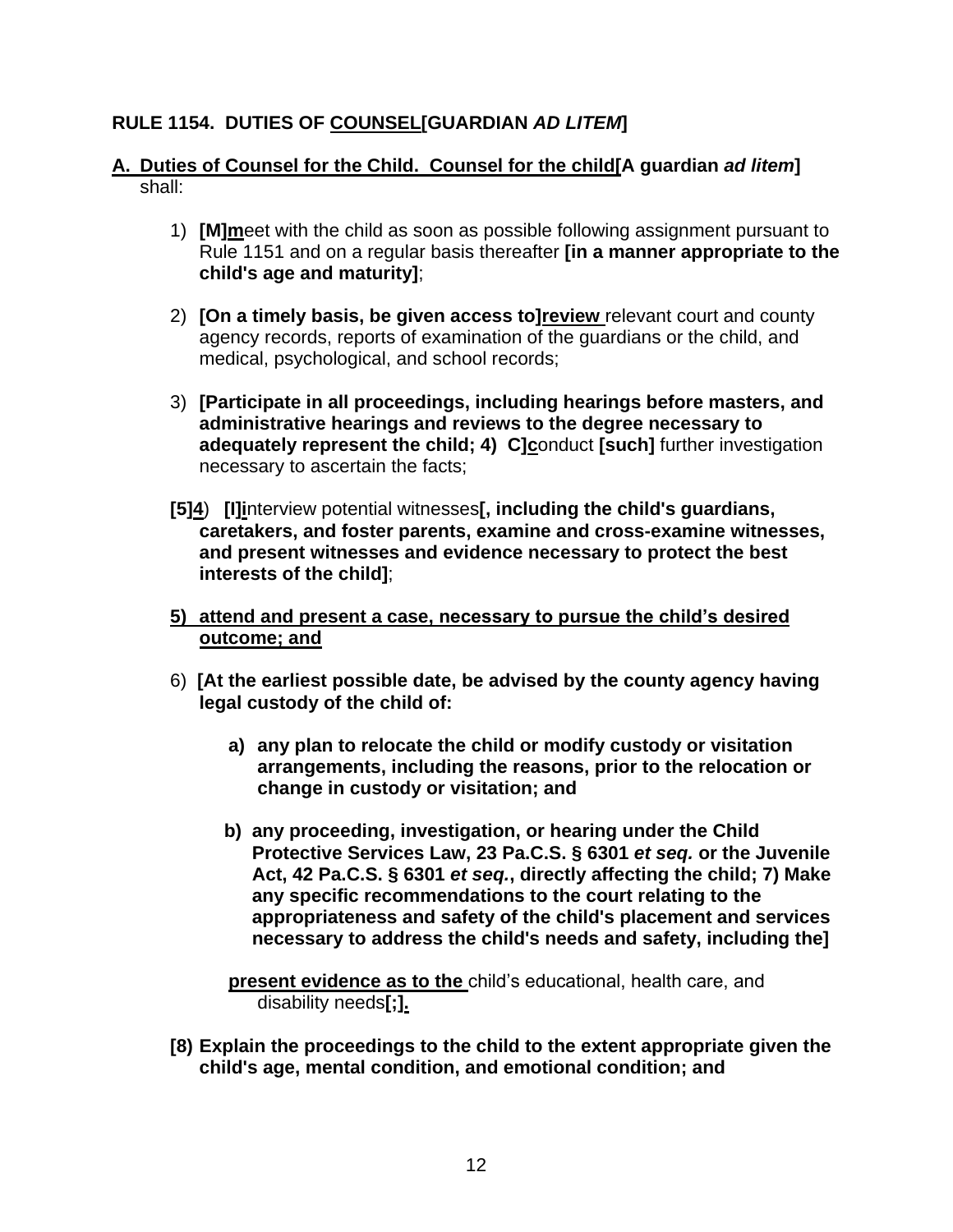**RULE 1154. DUTIES OF <u>COUNSEL</u>[GUARDIAN *AD LITEM*]**

**<u>A. Duties of Counsel for the Child. Counsel for the child</u>[A guardian *ad litem*]** shall:

1) **[M]<u>m</u>**eet with the child as soon as possible following assignment pursuant to Rule 1151 and on a regular basis thereafter **[in a manner appropriate to the child's age and maturity]**;

2) **[On a timely basis, be given access to]<u>review</u>** relevant court and county agency records, reports of examination of the guardians or the child, and medical, psychological, and school records;

3) **[Participate in all proceedings, including hearings before masters, and administrative hearings and reviews to the degree necessary to adequately represent the child; 4) C]<u>c</u>**onduct **[such]** further investigation necessary to ascertain the facts;

**[5]<u>4</u>**) **[I]<u>i</u>**nterview potential witnesses**[, including the child's guardians, caretakers, and foster parents, examine and cross-examine witnesses, and present witnesses and evidence necessary to protect the best interests of the child]**;

**<u>5) attend and present a case, necessary to pursue the child's desired outcome; and</u>**

6) **[At the earliest possible date, be advised by the county agency having legal custody of the child of:**

   **a) any plan to relocate the child or modify custody or visitation arrangements, including the reasons, prior to the relocation or change in custody or visitation; and**

   **b) any proceeding, investigation, or hearing under the Child Protective Services Law, 23 Pa.C.S. § 6301 *et seq.* or the Juvenile Act, 42 Pa.C.S. § 6301 *et seq.*, directly affecting the child; 7) Make any specific recommendations to the court relating to the appropriateness and safety of the child's placement and services necessary to address the child's needs and safety, including the]**

   **<u>present evidence as to the</u>** child's educational, health care, and disability needs**[;]<u>.</u>**

**[8) Explain the proceedings to the child to the extent appropriate given the child's age, mental condition, and emotional condition; and**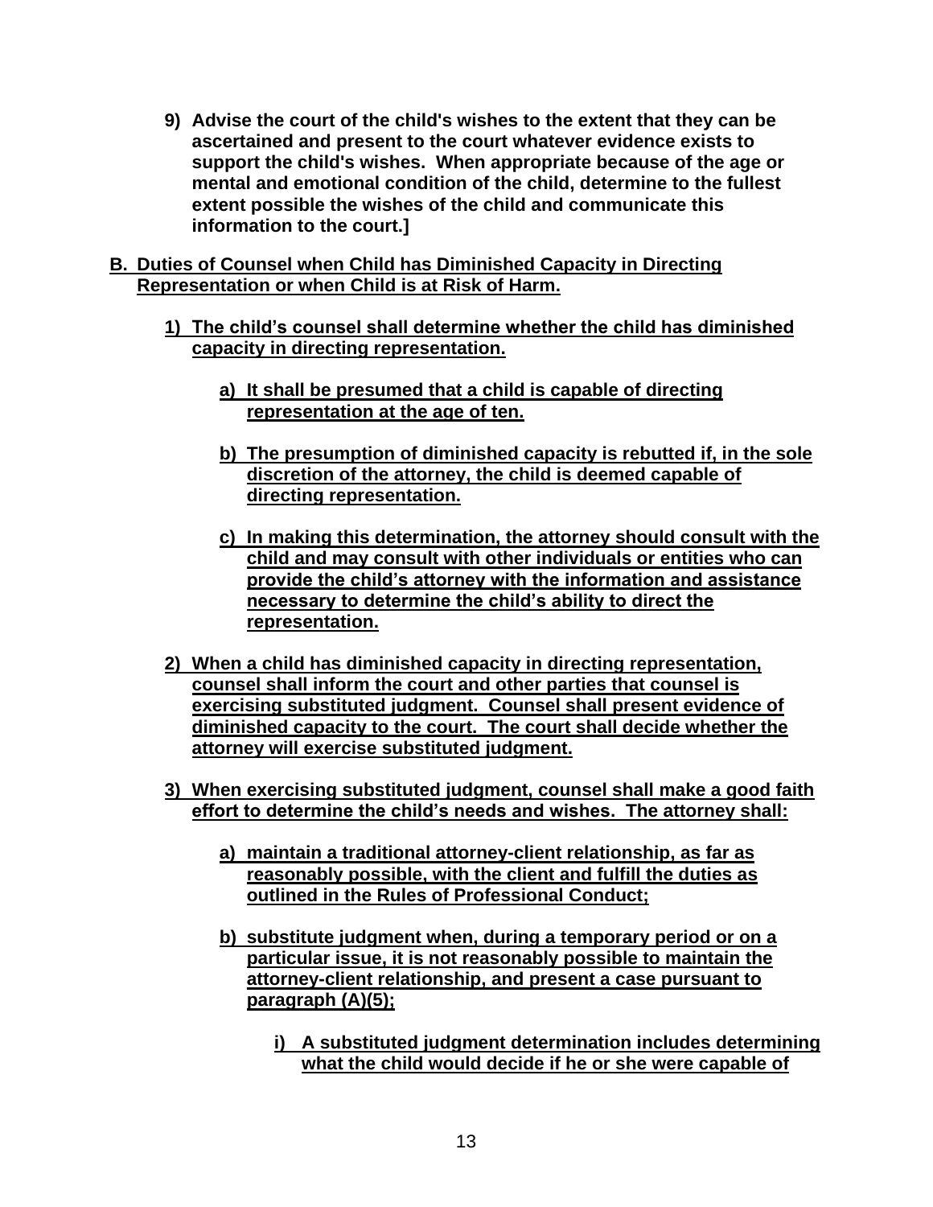9) **Advise the court of the child's wishes to the extent that they can be ascertained and present to the court whatever evidence exists to support the child's wishes. When appropriate because of the age or mental and emotional condition of the child, determine to the fullest extent possible the wishes of the child and communicate this information to the court.]**

**B. Duties of Counsel when Child has Diminished Capacity in Directing Representation or when Child is at Risk of Harm.**

1) **The child's counsel shall determine whether the child has diminished capacity in directing representation.**

   a) **It shall be presumed that a child is capable of directing representation at the age of ten.**

   b) **The presumption of diminished capacity is rebutted if, in the sole discretion of the attorney, the child is deemed capable of directing representation.**

   c) **In making this determination, the attorney should consult with the child and may consult with other individuals or entities who can provide the child's attorney with the information and assistance necessary to determine the child's ability to direct the representation.**

2) **When a child has diminished capacity in directing representation, counsel shall inform the court and other parties that counsel is exercising substituted judgment. Counsel shall present evidence of diminished capacity to the court. The court shall decide whether the attorney will exercise substituted judgment.**

3) **When exercising substituted judgment, counsel shall make a good faith effort to determine the child's needs and wishes. The attorney shall:**

   a) **maintain a traditional attorney-client relationship, as far as reasonably possible, with the client and fulfill the duties as outlined in the Rules of Professional Conduct;**

   b) **substitute judgment when, during a temporary period or on a particular issue, it is not reasonably possible to maintain the attorney-client relationship, and present a case pursuant to paragraph (A)(5);**

      i) **A substituted judgment determination includes determining what the child would decide if he or she were capable of**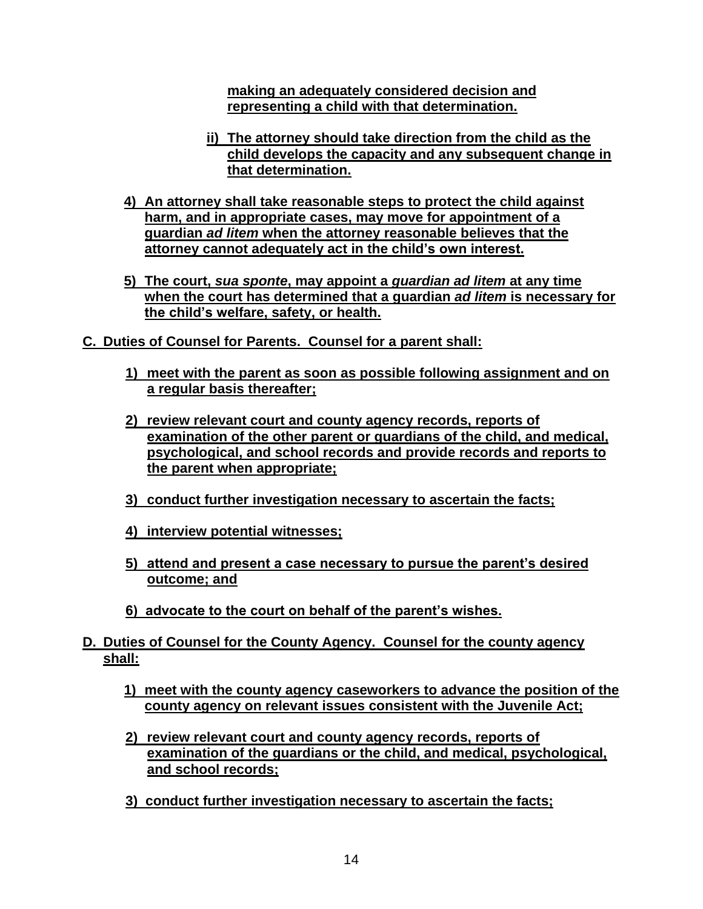**making an adequately considered decision and representing a child with that determination.**

**ii) The attorney should take direction from the child as the child develops the capacity and any subsequent change in that determination.**

**4) An attorney shall take reasonable steps to protect the child against harm, and in appropriate cases, may move for appointment of a guardian *ad litem* when the attorney reasonable believes that the attorney cannot adequately act in the child's own interest.**

**5) The court, *sua sponte*, may appoint a *guardian ad litem* at any time when the court has determined that a guardian *ad litem* is necessary for the child's welfare, safety, or health.**

**C. Duties of Counsel for Parents. Counsel for a parent shall:**

**1) meet with the parent as soon as possible following assignment and on a regular basis thereafter;**

**2) review relevant court and county agency records, reports of examination of the other parent or guardians of the child, and medical, psychological, and school records and provide records and reports to the parent when appropriate;**

**3) conduct further investigation necessary to ascertain the facts;**

**4) interview potential witnesses;**

**5) attend and present a case necessary to pursue the parent's desired outcome; and**

**6) advocate to the court on behalf of the parent's wishes.**

**D. Duties of Counsel for the County Agency. Counsel for the county agency shall:**

**1) meet with the county agency caseworkers to advance the position of the county agency on relevant issues consistent with the Juvenile Act;**

**2) review relevant court and county agency records, reports of examination of the guardians or the child, and medical, psychological, and school records;**

**3) conduct further investigation necessary to ascertain the facts;**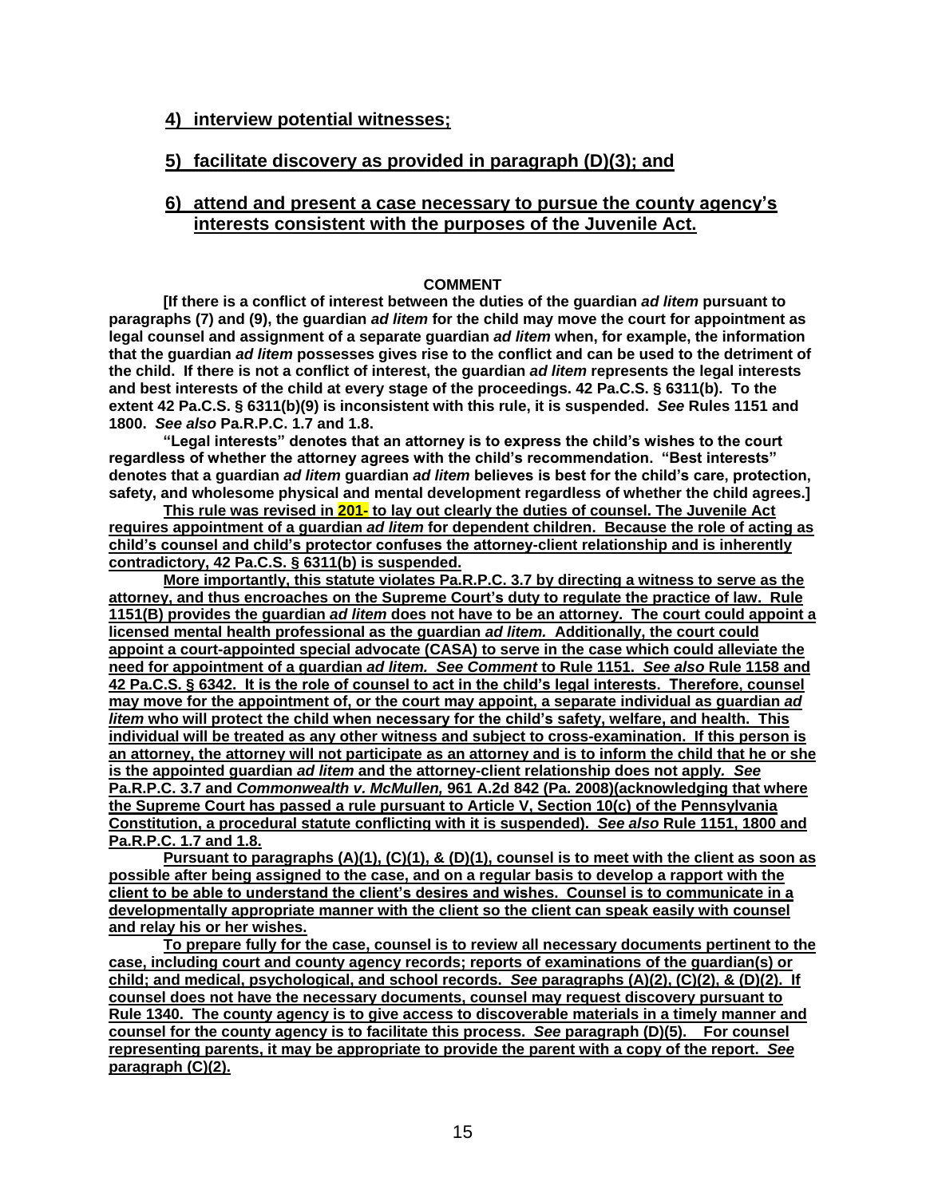4) **interview potential witnesses;**

5) **facilitate discovery as provided in paragraph (D)(3); and**

6) **attend and present a case necessary to pursue the county agency's interests consistent with the purposes of the Juvenile Act.**

**COMMENT**

**[If there is a conflict of interest between the duties of the guardian *ad litem* pursuant to paragraphs (7) and (9), the guardian *ad litem* for the child may move the court for appointment as legal counsel and assignment of a separate guardian *ad litem* when, for example, the information that the guardian *ad litem* possesses gives rise to the conflict and can be used to the detriment of the child. If there is not a conflict of interest, the guardian *ad litem* represents the legal interests and best interests of the child at every stage of the proceedings. 42 Pa.C.S. § 6311(b). To the extent 42 Pa.C.S. § 6311(b)(9) is inconsistent with this rule, it is suspended. *See* Rules 1151 and 1800. *See also* Pa.R.P.C. 1.7 and 1.8.**

**"Legal interests" denotes that an attorney is to express the child's wishes to the court regardless of whether the attorney agrees with the child's recommendation. "Best interests" denotes that a guardian *ad litem* guardian *ad litem* believes is best for the child's care, protection, safety, and wholesome physical and mental development regardless of whether the child agrees.]**

**This rule was revised in 201- to lay out clearly the duties of counsel. The Juvenile Act requires appointment of a guardian *ad litem* for dependent children. Because the role of acting as child's counsel and child's protector confuses the attorney-client relationship and is inherently contradictory, 42 Pa.C.S. § 6311(b) is suspended.**

**More importantly, this statute violates Pa.R.P.C. 3.7 by directing a witness to serve as the attorney, and thus encroaches on the Supreme Court's duty to regulate the practice of law. Rule 1151(B) provides the guardian *ad litem* does not have to be an attorney. The court could appoint a licensed mental health professional as the guardian *ad litem.* Additionally, the court could appoint a court-appointed special advocate (CASA) to serve in the case which could alleviate the need for appointment of a guardian *ad litem. See Comment* to Rule 1151. *See also* Rule 1158 and 42 Pa.C.S. § 6342. It is the role of counsel to act in the child's legal interests. Therefore, counsel may move for the appointment of, or the court may appoint, a separate individual as guardian *ad litem* who will protect the child when necessary for the child's safety, welfare, and health. This individual will be treated as any other witness and subject to cross-examination. If this person is an attorney, the attorney will not participate as an attorney and is to inform the child that he or she is the appointed guardian *ad litem* and the attorney-client relationship does not apply. *See* Pa.R.P.C. 3.7 and *Commonwealth v. McMullen,* 961 A.2d 842 (Pa. 2008)(acknowledging that where the Supreme Court has passed a rule pursuant to Article V, Section 10(c) of the Pennsylvania Constitution, a procedural statute conflicting with it is suspended). *See also* Rule 1151, 1800 and Pa.R.P.C. 1.7 and 1.8.**

**Pursuant to paragraphs (A)(1), (C)(1), & (D)(1), counsel is to meet with the client as soon as possible after being assigned to the case, and on a regular basis to develop a rapport with the client to be able to understand the client's desires and wishes. Counsel is to communicate in a developmentally appropriate manner with the client so the client can speak easily with counsel and relay his or her wishes.**

**To prepare fully for the case, counsel is to review all necessary documents pertinent to the case, including court and county agency records; reports of examinations of the guardian(s) or child; and medical, psychological, and school records. *See* paragraphs (A)(2), (C)(2), & (D)(2). If counsel does not have the necessary documents, counsel may request discovery pursuant to Rule 1340. The county agency is to give access to discoverable materials in a timely manner and counsel for the county agency is to facilitate this process. *See* paragraph (D)(5). For counsel representing parents, it may be appropriate to provide the parent with a copy of the report. *See* paragraph (C)(2).**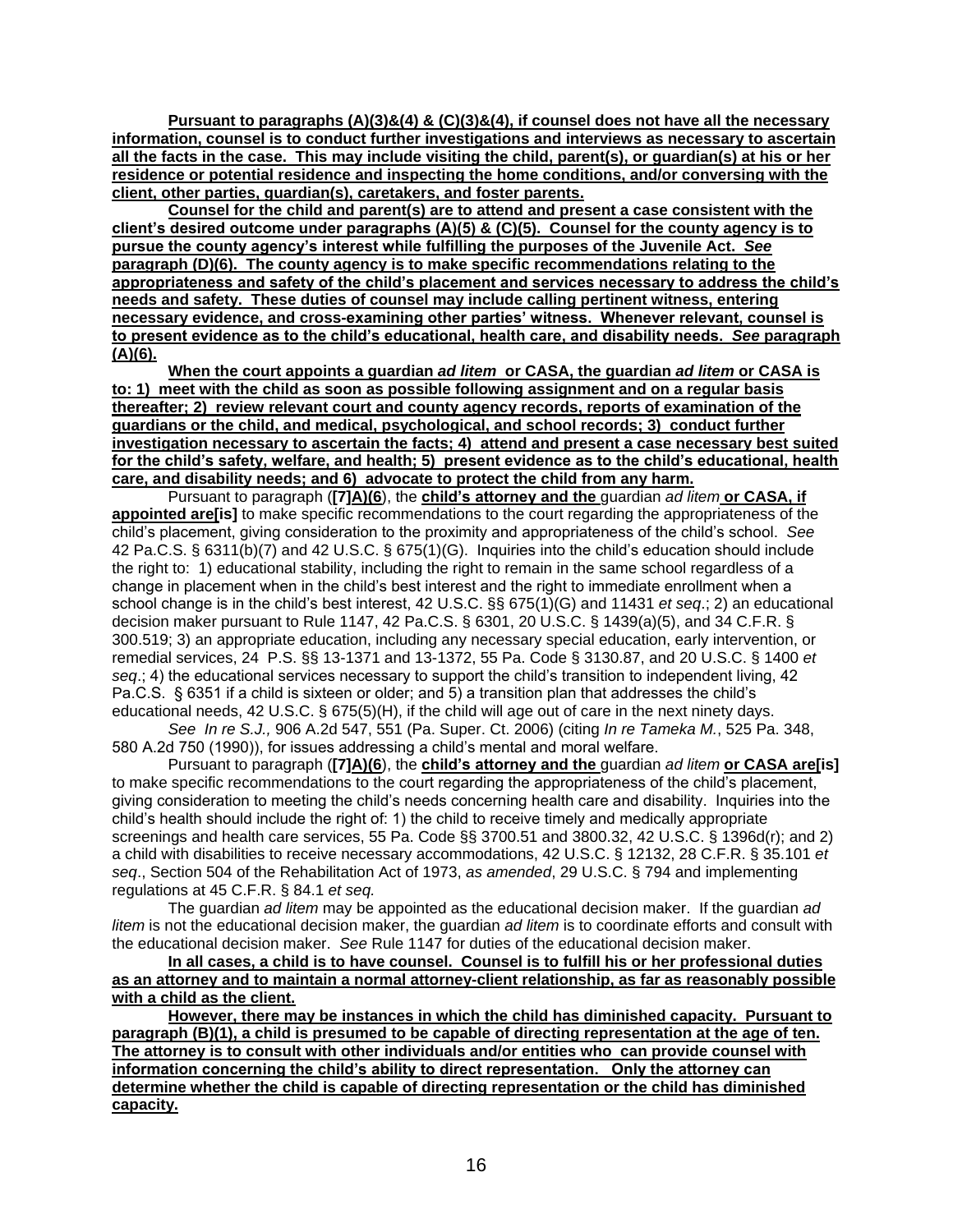**Pursuant to paragraphs (A)(3)&(4) & (C)(3)&(4), if counsel does not have all the necessary information, counsel is to conduct further investigations and interviews as necessary to ascertain all the facts in the case. This may include visiting the child, parent(s), or guardian(s) at his or her residence or potential residence and inspecting the home conditions, and/or conversing with the client, other parties, guardian(s), caretakers, and foster parents.**

**Counsel for the child and parent(s) are to attend and present a case consistent with the client's desired outcome under paragraphs (A)(5) & (C)(5). Counsel for the county agency is to pursue the county agency's interest while fulfilling the purposes of the Juvenile Act. *See* paragraph (D)(6). The county agency is to make specific recommendations relating to the appropriateness and safety of the child's placement and services necessary to address the child's needs and safety. These duties of counsel may include calling pertinent witness, entering necessary evidence, and cross-examining other parties' witness. Whenever relevant, counsel is to present evidence as to the child's educational, health care, and disability needs. *See* paragraph (A)(6).**

**When the court appoints a guardian *ad litem* or CASA, the guardian *ad litem* or CASA is to: 1) meet with the child as soon as possible following assignment and on a regular basis thereafter; 2) review relevant court and county agency records, reports of examination of the guardians or the child, and medical, psychological, and school records; 3) conduct further investigation necessary to ascertain the facts; 4) attend and present a case necessary best suited for the child's safety, welfare, and health; 5) present evidence as to the child's educational, health care, and disability needs; and 6) advocate to protect the child from any harm.**

Pursuant to paragraph (**[7]A)(6**), the **child's attorney and the** guardian *ad litem* **or CASA, if appointed are[is]** to make specific recommendations to the court regarding the appropriateness of the child's placement, giving consideration to the proximity and appropriateness of the child's school. *See* 42 Pa.C.S. § 6311(b)(7) and 42 U.S.C. § 675(1)(G). Inquiries into the child's education should include the right to: 1) educational stability, including the right to remain in the same school regardless of a change in placement when in the child's best interest and the right to immediate enrollment when a school change is in the child's best interest, 42 U.S.C. §§ 675(1)(G) and 11431 *et seq*.; 2) an educational decision maker pursuant to Rule 1147, 42 Pa.C.S. § 6301, 20 U.S.C. § 1439(a)(5), and 34 C.F.R. § 300.519; 3) an appropriate education, including any necessary special education, early intervention, or remedial services, 24 P.S. §§ 13-1371 and 13-1372, 55 Pa. Code § 3130.87, and 20 U.S.C. § 1400 *et seq*.; 4) the educational services necessary to support the child's transition to independent living, 42 Pa.C.S. § 6351 if a child is sixteen or older; and 5) a transition plan that addresses the child's educational needs, 42 U.S.C. § 675(5)(H), if the child will age out of care in the next ninety days.

*See In re S.J.,* 906 A.2d 547, 551 (Pa. Super. Ct. 2006) (citing *In re Tameka M.*, 525 Pa. 348, 580 A.2d 750 (1990)), for issues addressing a child's mental and moral welfare.

Pursuant to paragraph (**[7]A)(6**), the **child's attorney and the** guardian *ad litem* **or CASA are[is]** to make specific recommendations to the court regarding the appropriateness of the child's placement, giving consideration to meeting the child's needs concerning health care and disability. Inquiries into the child's health should include the right of: 1) the child to receive timely and medically appropriate screenings and health care services, 55 Pa. Code §§ 3700.51 and 3800.32, 42 U.S.C. § 1396d(r); and 2) a child with disabilities to receive necessary accommodations, 42 U.S.C. § 12132, 28 C.F.R. § 35.101 *et seq*., Section 504 of the Rehabilitation Act of 1973, *as amended*, 29 U.S.C. § 794 and implementing regulations at 45 C.F.R. § 84.1 *et seq.*

The guardian *ad litem* may be appointed as the educational decision maker. If the guardian *ad litem* is not the educational decision maker, the guardian *ad litem* is to coordinate efforts and consult with the educational decision maker. *See* Rule 1147 for duties of the educational decision maker.

**In all cases, a child is to have counsel. Counsel is to fulfill his or her professional duties as an attorney and to maintain a normal attorney-client relationship, as far as reasonably possible with a child as the client.**

**However, there may be instances in which the child has diminished capacity. Pursuant to paragraph (B)(1), a child is presumed to be capable of directing representation at the age of ten. The attorney is to consult with other individuals and/or entities who can provide counsel with information concerning the child's ability to direct representation. Only the attorney can determine whether the child is capable of directing representation or the child has diminished capacity.**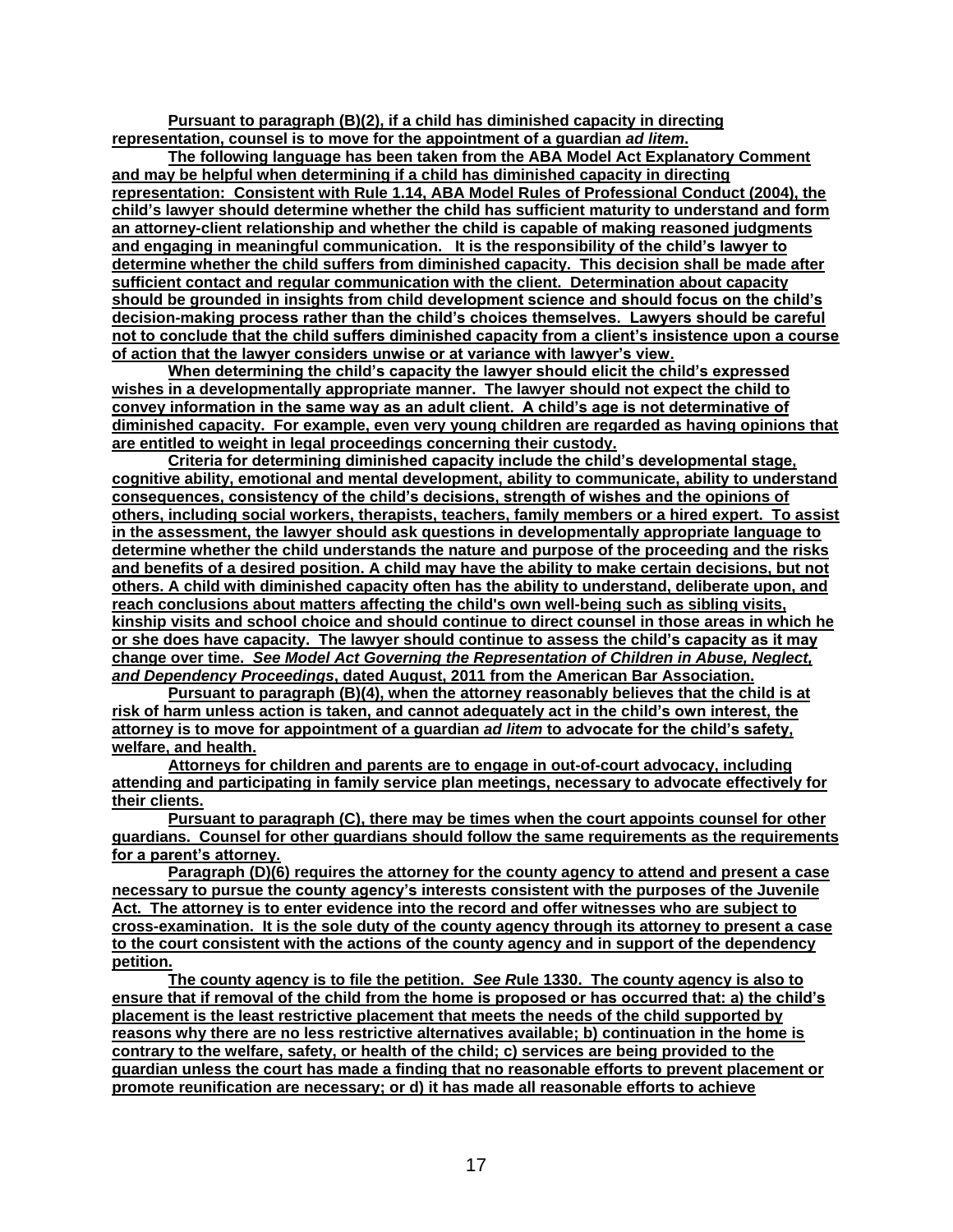**Pursuant to paragraph (B)(2), if a child has diminished capacity in directing representation, counsel is to move for the appointment of a guardian *ad litem*.**

**The following language has been taken from the ABA Model Act Explanatory Comment and may be helpful when determining if a child has diminished capacity in directing representation: Consistent with Rule 1.14, ABA Model Rules of Professional Conduct (2004), the child's lawyer should determine whether the child has sufficient maturity to understand and form an attorney-client relationship and whether the child is capable of making reasoned judgments and engaging in meaningful communication. It is the responsibility of the child's lawyer to determine whether the child suffers from diminished capacity. This decision shall be made after sufficient contact and regular communication with the client. Determination about capacity should be grounded in insights from child development science and should focus on the child's decision-making process rather than the child's choices themselves. Lawyers should be careful not to conclude that the child suffers diminished capacity from a client's insistence upon a course of action that the lawyer considers unwise or at variance with lawyer's view.**

**When determining the child's capacity the lawyer should elicit the child's expressed wishes in a developmentally appropriate manner. The lawyer should not expect the child to convey information in the same way as an adult client. A child's age is not determinative of diminished capacity. For example, even very young children are regarded as having opinions that are entitled to weight in legal proceedings concerning their custody.**

**Criteria for determining diminished capacity include the child's developmental stage, cognitive ability, emotional and mental development, ability to communicate, ability to understand consequences, consistency of the child's decisions, strength of wishes and the opinions of others, including social workers, therapists, teachers, family members or a hired expert. To assist in the assessment, the lawyer should ask questions in developmentally appropriate language to determine whether the child understands the nature and purpose of the proceeding and the risks and benefits of a desired position. A child may have the ability to make certain decisions, but not others. A child with diminished capacity often has the ability to understand, deliberate upon, and reach conclusions about matters affecting the child's own well-being such as sibling visits, kinship visits and school choice and should continue to direct counsel in those areas in which he or she does have capacity. The lawyer should continue to assess the child's capacity as it may change over time. *See Model Act Governing the Representation of Children in Abuse, Neglect, and Dependency Proceedings*, dated August, 2011 from the American Bar Association.**

**Pursuant to paragraph (B)(4), when the attorney reasonably believes that the child is at risk of harm unless action is taken, and cannot adequately act in the child's own interest, the attorney is to move for appointment of a guardian *ad litem* to advocate for the child's safety, welfare, and health.**

**Attorneys for children and parents are to engage in out-of-court advocacy, including attending and participating in family service plan meetings, necessary to advocate effectively for their clients.**

**Pursuant to paragraph (C), there may be times when the court appoints counsel for other guardians. Counsel for other guardians should follow the same requirements as the requirements for a parent's attorney.**

**Paragraph (D)(6) requires the attorney for the county agency to attend and present a case necessary to pursue the county agency's interests consistent with the purposes of the Juvenile Act. The attorney is to enter evidence into the record and offer witnesses who are subject to cross-examination. It is the sole duty of the county agency through its attorney to present a case to the court consistent with the actions of the county agency and in support of the dependency petition.**

**The county agency is to file the petition. *See R*ule 1330. The county agency is also to ensure that if removal of the child from the home is proposed or has occurred that: a) the child's placement is the least restrictive placement that meets the needs of the child supported by reasons why there are no less restrictive alternatives available; b) continuation in the home is contrary to the welfare, safety, or health of the child; c) services are being provided to the guardian unless the court has made a finding that no reasonable efforts to prevent placement or promote reunification are necessary; or d) it has made all reasonable efforts to achieve**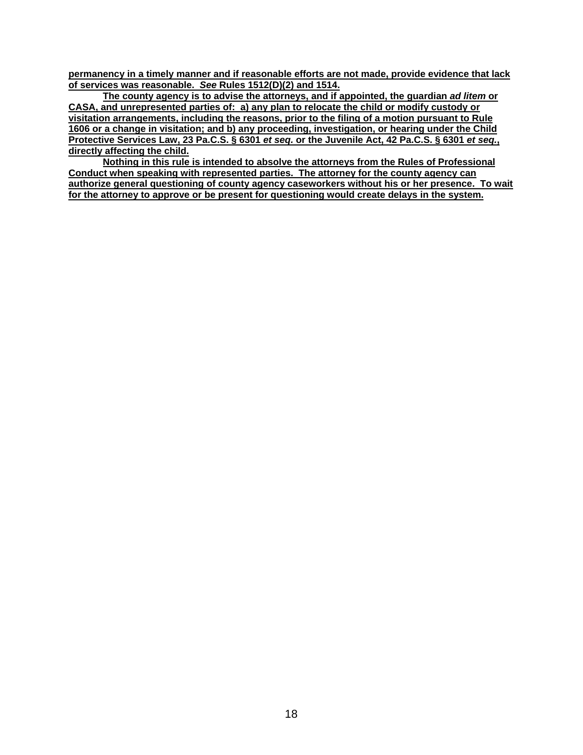**permanency in a timely manner and if reasonable efforts are not made, provide evidence that lack of services was reasonable. *See* Rules 1512(D)(2) and 1514.**

**The county agency is to advise the attorneys, and if appointed, the guardian *ad litem* or CASA, and unrepresented parties of: a) any plan to relocate the child or modify custody or visitation arrangements, including the reasons, prior to the filing of a motion pursuant to Rule 1606 or a change in visitation; and b) any proceeding, investigation, or hearing under the Child Protective Services Law, 23 Pa.C.S. § 6301 *et seq.* or the Juvenile Act, 42 Pa.C.S. § 6301 *et seq.*, directly affecting the child.**

**Nothing in this rule is intended to absolve the attorneys from the Rules of Professional Conduct when speaking with represented parties. The attorney for the county agency can authorize general questioning of county agency caseworkers without his or her presence. To wait for the attorney to approve or be present for questioning would create delays in the system.**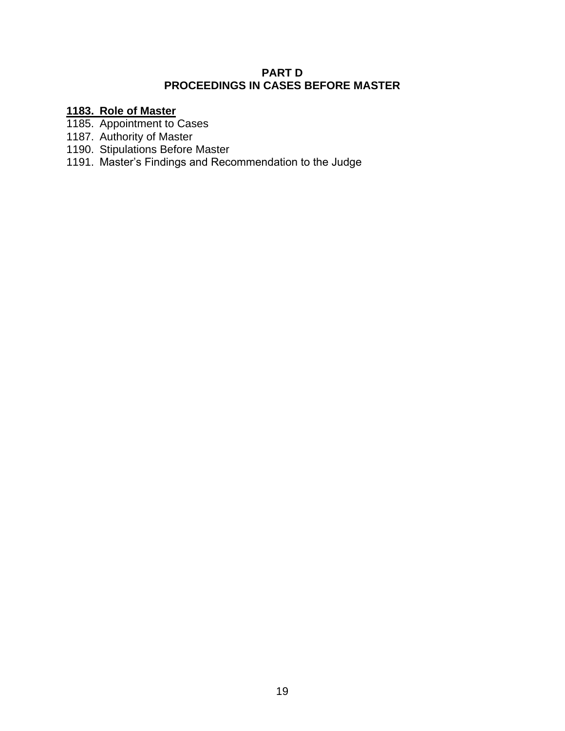## PART D
## PROCEEDINGS IN CASES BEFORE MASTER

**1183. Role of Master**

1185. Appointment to Cases
1187. Authority of Master
1190. Stipulations Before Master
1191. Master's Findings and Recommendation to the Judge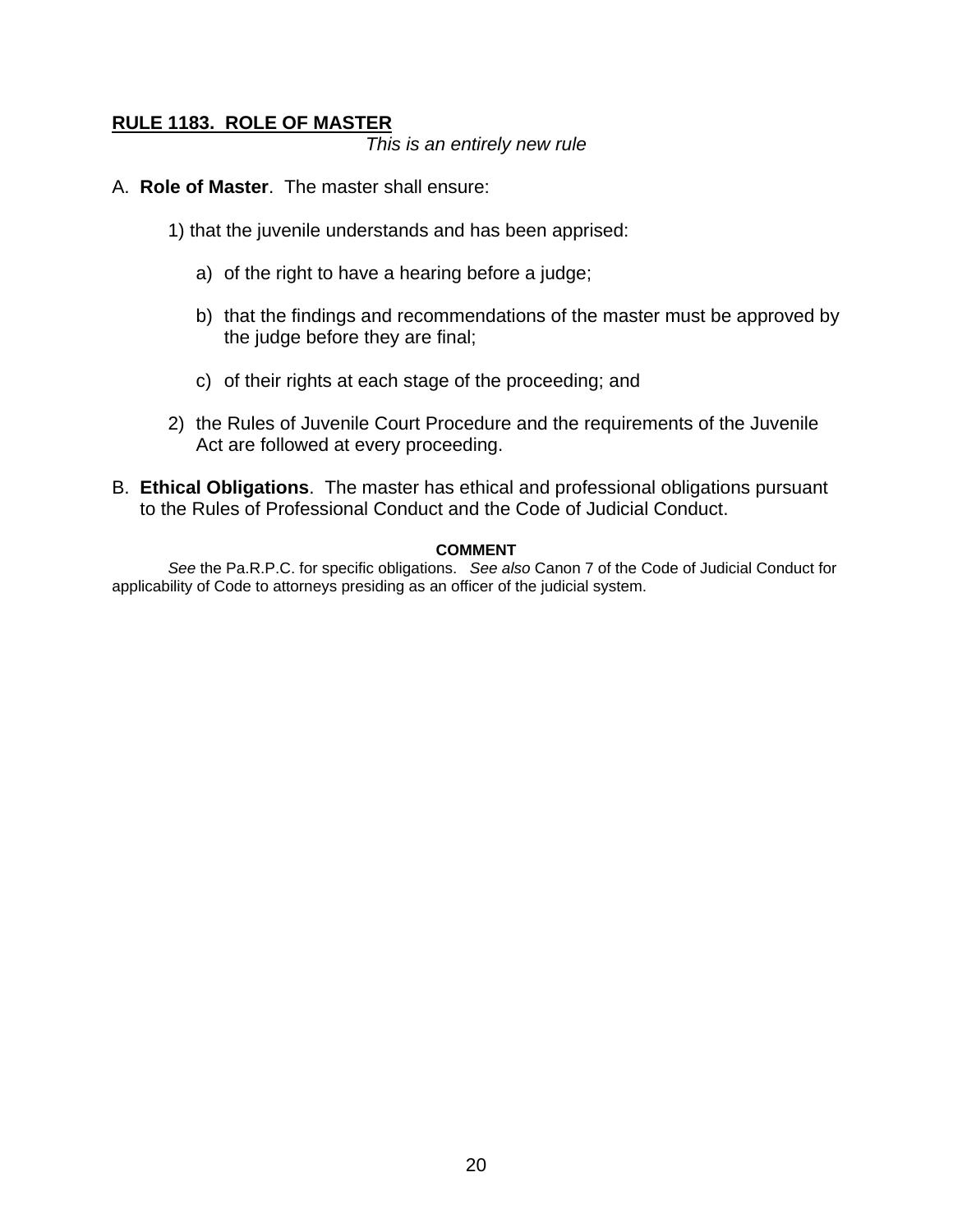## RULE 1183. ROLE OF MASTER

*This is an entirely new rule*

A. **Role of Master**. The master shall ensure:

1) that the juvenile understands and has been apprised:

   a) of the right to have a hearing before a judge;

   b) that the findings and recommendations of the master must be approved by the judge before they are final;

   c) of their rights at each stage of the proceeding; and

2) the Rules of Juvenile Court Procedure and the requirements of the Juvenile Act are followed at every proceeding.

B. **Ethical Obligations**. The master has ethical and professional obligations pursuant to the Rules of Professional Conduct and the Code of Judicial Conduct.

**COMMENT**

*See* the Pa.R.P.C. for specific obligations. *See also* Canon 7 of the Code of Judicial Conduct for applicability of Code to attorneys presiding as an officer of the judicial system.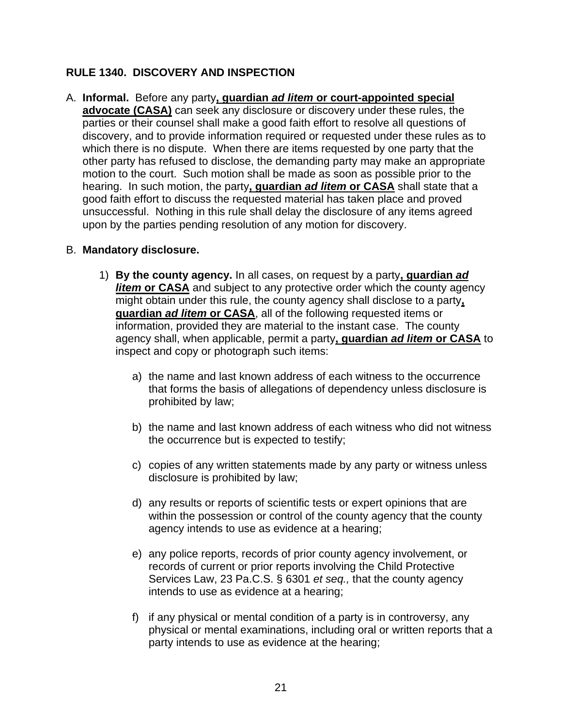## RULE 1340. DISCOVERY AND INSPECTION

A. **Informal.** Before any party<u>**, guardian *ad litem* or court-appointed special advocate (CASA)**</u> can seek any disclosure or discovery under these rules, the parties or their counsel shall make a good faith effort to resolve all questions of discovery, and to provide information required or requested under these rules as to which there is no dispute. When there are items requested by one party that the other party has refused to disclose, the demanding party may make an appropriate motion to the court. Such motion shall be made as soon as possible prior to the hearing. In such motion, the party<u>**, guardian *ad litem* or CASA**</u> shall state that a good faith effort to discuss the requested material has taken place and proved unsuccessful. Nothing in this rule shall delay the disclosure of any items agreed upon by the parties pending resolution of any motion for discovery.

B. **Mandatory disclosure.**

1) **By the county agency.** In all cases, on request by a party<u>**, guardian *ad litem* or CASA**</u> and subject to any protective order which the county agency might obtain under this rule, the county agency shall disclose to a party<u>**, guardian *ad litem* or CASA**</u>, all of the following requested items or information, provided they are material to the instant case. The county agency shall, when applicable, permit a party<u>**, guardian *ad litem* or CASA**</u> to inspect and copy or photograph such items:

   a) the name and last known address of each witness to the occurrence that forms the basis of allegations of dependency unless disclosure is prohibited by law;

   b) the name and last known address of each witness who did not witness the occurrence but is expected to testify;

   c) copies of any written statements made by any party or witness unless disclosure is prohibited by law;

   d) any results or reports of scientific tests or expert opinions that are within the possession or control of the county agency that the county agency intends to use as evidence at a hearing;

   e) any police reports, records of prior county agency involvement, or records of current or prior reports involving the Child Protective Services Law, 23 Pa.C.S. § 6301 *et seq.,* that the county agency intends to use as evidence at a hearing;

   f) if any physical or mental condition of a party is in controversy, any physical or mental examinations, including oral or written reports that a party intends to use as evidence at the hearing;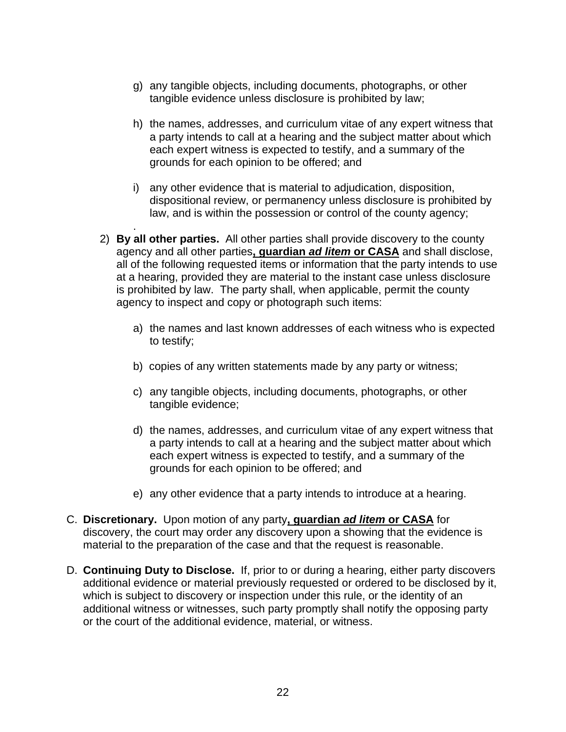g) any tangible objects, including documents, photographs, or other tangible evidence unless disclosure is prohibited by law;

h) the names, addresses, and curriculum vitae of any expert witness that a party intends to call at a hearing and the subject matter about which each expert witness is expected to testify, and a summary of the grounds for each opinion to be offered; and

i) any other evidence that is material to adjudication, disposition, dispositional review, or permanency unless disclosure is prohibited by law, and is within the possession or control of the county agency;

.

2) **By all other parties.** All other parties shall provide discovery to the county agency and all other parties**, guardian *ad litem* or CASA** and shall disclose, all of the following requested items or information that the party intends to use at a hearing, provided they are material to the instant case unless disclosure is prohibited by law. The party shall, when applicable, permit the county agency to inspect and copy or photograph such items:

a) the names and last known addresses of each witness who is expected to testify;

b) copies of any written statements made by any party or witness;

c) any tangible objects, including documents, photographs, or other tangible evidence;

d) the names, addresses, and curriculum vitae of any expert witness that a party intends to call at a hearing and the subject matter about which each expert witness is expected to testify, and a summary of the grounds for each opinion to be offered; and

e) any other evidence that a party intends to introduce at a hearing.

C. **Discretionary.** Upon motion of any party**, guardian *ad litem* or CASA** for discovery, the court may order any discovery upon a showing that the evidence is material to the preparation of the case and that the request is reasonable.

D. **Continuing Duty to Disclose.** If, prior to or during a hearing, either party discovers additional evidence or material previously requested or ordered to be disclosed by it, which is subject to discovery or inspection under this rule, or the identity of an additional witness or witnesses, such party promptly shall notify the opposing party or the court of the additional evidence, material, or witness.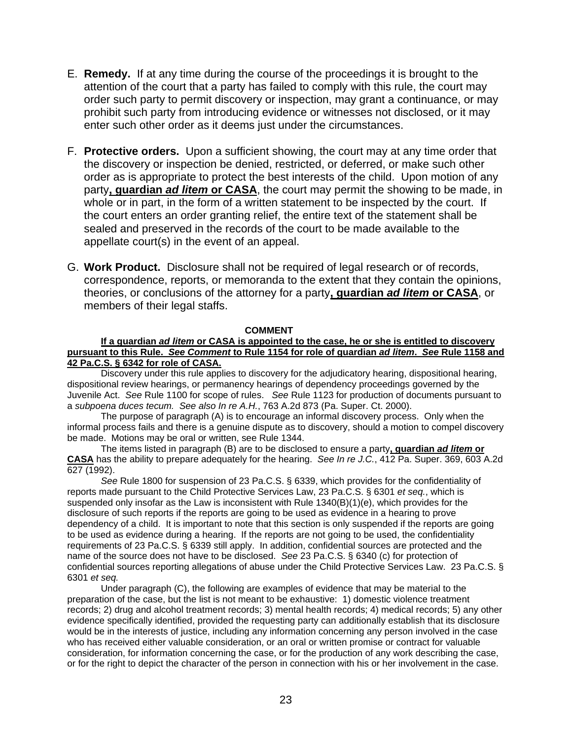E. **Remedy.** If at any time during the course of the proceedings it is brought to the attention of the court that a party has failed to comply with this rule, the court may order such party to permit discovery or inspection, may grant a continuance, or may prohibit such party from introducing evidence or witnesses not disclosed, or it may enter such other order as it deems just under the circumstances.

F. **Protective orders.** Upon a sufficient showing, the court may at any time order that the discovery or inspection be denied, restricted, or deferred, or make such other order as is appropriate to protect the best interests of the child. Upon motion of any party**, guardian *ad litem* or CASA**, the court may permit the showing to be made, in whole or in part, in the form of a written statement to be inspected by the court. If the court enters an order granting relief, the entire text of the statement shall be sealed and preserved in the records of the court to be made available to the appellate court(s) in the event of an appeal.

G. **Work Product.** Disclosure shall not be required of legal research or of records, correspondence, reports, or memoranda to the extent that they contain the opinions, theories, or conclusions of the attorney for a party**, guardian *ad litem* or CASA**, or members of their legal staffs.

**COMMENT**

**If a guardian *ad litem* or CASA is appointed to the case, he or she is entitled to discovery pursuant to this Rule. *See Comment* to Rule 1154 for role of guardian *ad litem*. *See* Rule 1158 and 42 Pa.C.S. § 6342 for role of CASA.**

Discovery under this rule applies to discovery for the adjudicatory hearing, dispositional hearing, dispositional review hearings, or permanency hearings of dependency proceedings governed by the Juvenile Act. *See* Rule 1100 for scope of rules. *See* Rule 1123 for production of documents pursuant to a *subpoena duces tecum. See also In re A.H.*, 763 A.2d 873 (Pa. Super. Ct. 2000).

The purpose of paragraph (A) is to encourage an informal discovery process. Only when the informal process fails and there is a genuine dispute as to discovery, should a motion to compel discovery be made. Motions may be oral or written, see Rule 1344.

The items listed in paragraph (B) are to be disclosed to ensure a party**, guardian *ad litem* or CASA** has the ability to prepare adequately for the hearing. *See In re J.C.*, 412 Pa. Super. 369, 603 A.2d 627 (1992).

*See* Rule 1800 for suspension of 23 Pa.C.S. § 6339, which provides for the confidentiality of reports made pursuant to the Child Protective Services Law, 23 Pa.C.S. § 6301 *et seq.*, which is suspended only insofar as the Law is inconsistent with Rule 1340(B)(1)(e), which provides for the disclosure of such reports if the reports are going to be used as evidence in a hearing to prove dependency of a child. It is important to note that this section is only suspended if the reports are going to be used as evidence during a hearing. If the reports are not going to be used, the confidentiality requirements of 23 Pa.C.S. § 6339 still apply. In addition, confidential sources are protected and the name of the source does not have to be disclosed. *See* 23 Pa.C.S. § 6340 (c) for protection of confidential sources reporting allegations of abuse under the Child Protective Services Law. 23 Pa.C.S. § 6301 *et seq.*

Under paragraph (C), the following are examples of evidence that may be material to the preparation of the case, but the list is not meant to be exhaustive: 1) domestic violence treatment records; 2) drug and alcohol treatment records; 3) mental health records; 4) medical records; 5) any other evidence specifically identified, provided the requesting party can additionally establish that its disclosure would be in the interests of justice, including any information concerning any person involved in the case who has received either valuable consideration, or an oral or written promise or contract for valuable consideration, for information concerning the case, or for the production of any work describing the case, or for the right to depict the character of the person in connection with his or her involvement in the case.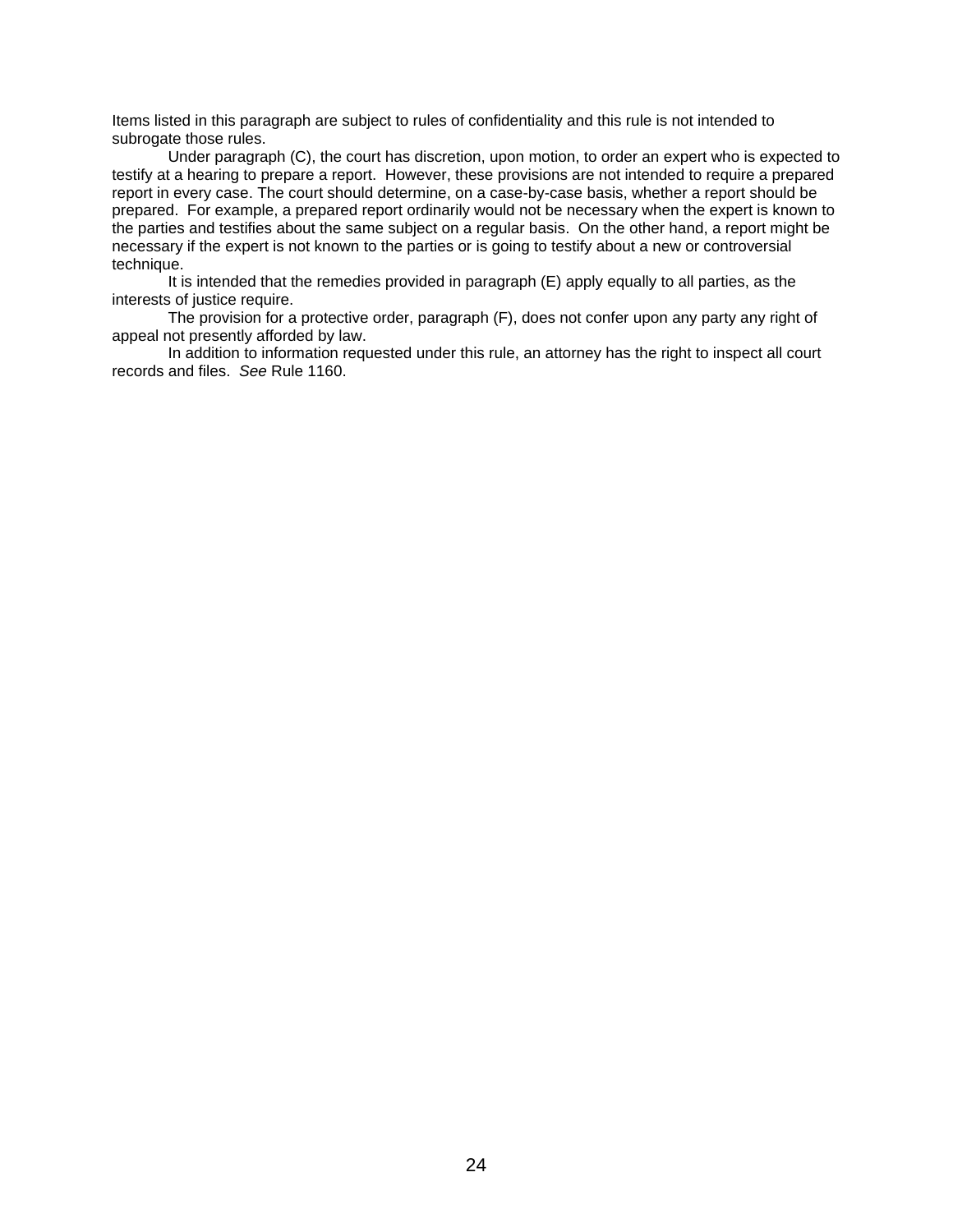Items listed in this paragraph are subject to rules of confidentiality and this rule is not intended to subrogate those rules.

Under paragraph (C), the court has discretion, upon motion, to order an expert who is expected to testify at a hearing to prepare a report. However, these provisions are not intended to require a prepared report in every case. The court should determine, on a case-by-case basis, whether a report should be prepared. For example, a prepared report ordinarily would not be necessary when the expert is known to the parties and testifies about the same subject on a regular basis. On the other hand, a report might be necessary if the expert is not known to the parties or is going to testify about a new or controversial technique.

It is intended that the remedies provided in paragraph (E) apply equally to all parties, as the interests of justice require.

The provision for a protective order, paragraph (F), does not confer upon any party any right of appeal not presently afforded by law.

In addition to information requested under this rule, an attorney has the right to inspect all court records and files. *See* Rule 1160.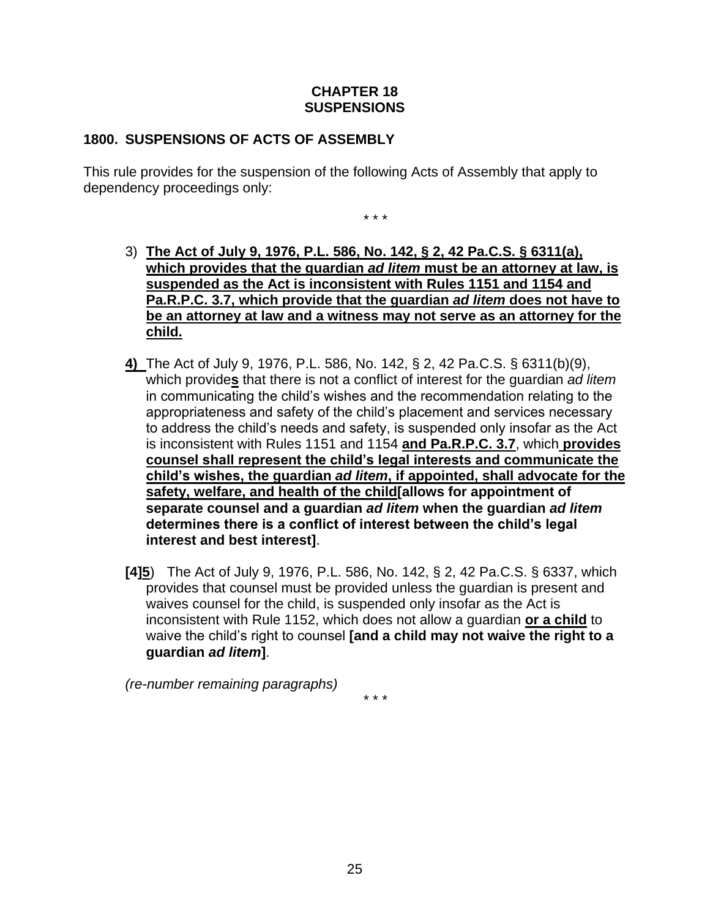**CHAPTER 18**
**SUSPENSIONS**

## 1800. SUSPENSIONS OF ACTS OF ASSEMBLY

This rule provides for the suspension of the following Acts of Assembly that apply to dependency proceedings only:

\* \* \*

3) **<u>The Act of July 9, 1976, P.L. 586, No. 142, § 2, 42 Pa.C.S. § 6311(a), which provides that the guardian *ad litem* must be an attorney at law, is suspended as the Act is inconsistent with Rules 1151 and 1154 and Pa.R.P.C. 3.7, which provide that the guardian *ad litem* does not have to be an attorney at law and a witness may not serve as an attorney for the child.</u>**

**<u>4)</u>** The Act of July 9, 1976, P.L. 586, No. 142, § 2, 42 Pa.C.S. § 6311(b)(9), which provide**<u>s</u>** that there is not a conflict of interest for the guardian *ad litem* in communicating the child's wishes and the recommendation relating to the appropriateness and safety of the child's placement and services necessary to address the child's needs and safety, is suspended only insofar as the Act is inconsistent with Rules 1151 and 1154 **<u>and Pa.R.P.C. 3.7</u>**, which **<u>provides counsel shall represent the child's legal interests and communicate the child's wishes, the guardian *ad litem*, if appointed, shall advocate for the safety, welfare, and health of the child</u>[allows for appointment of separate counsel and a guardian *ad litem* when the guardian *ad litem* determines there is a conflict of interest between the child's legal interest and best interest]**.

**[4]<u>5</u>**) The Act of July 9, 1976, P.L. 586, No. 142, § 2, 42 Pa.C.S. § 6337, which provides that counsel must be provided unless the guardian is present and waives counsel for the child, is suspended only insofar as the Act is inconsistent with Rule 1152, which does not allow a guardian **<u>or a child</u>** to waive the child's right to counsel **[and a child may not waive the right to a guardian *ad litem*]**.

*(re-number remaining paragraphs)*

\* \* \*